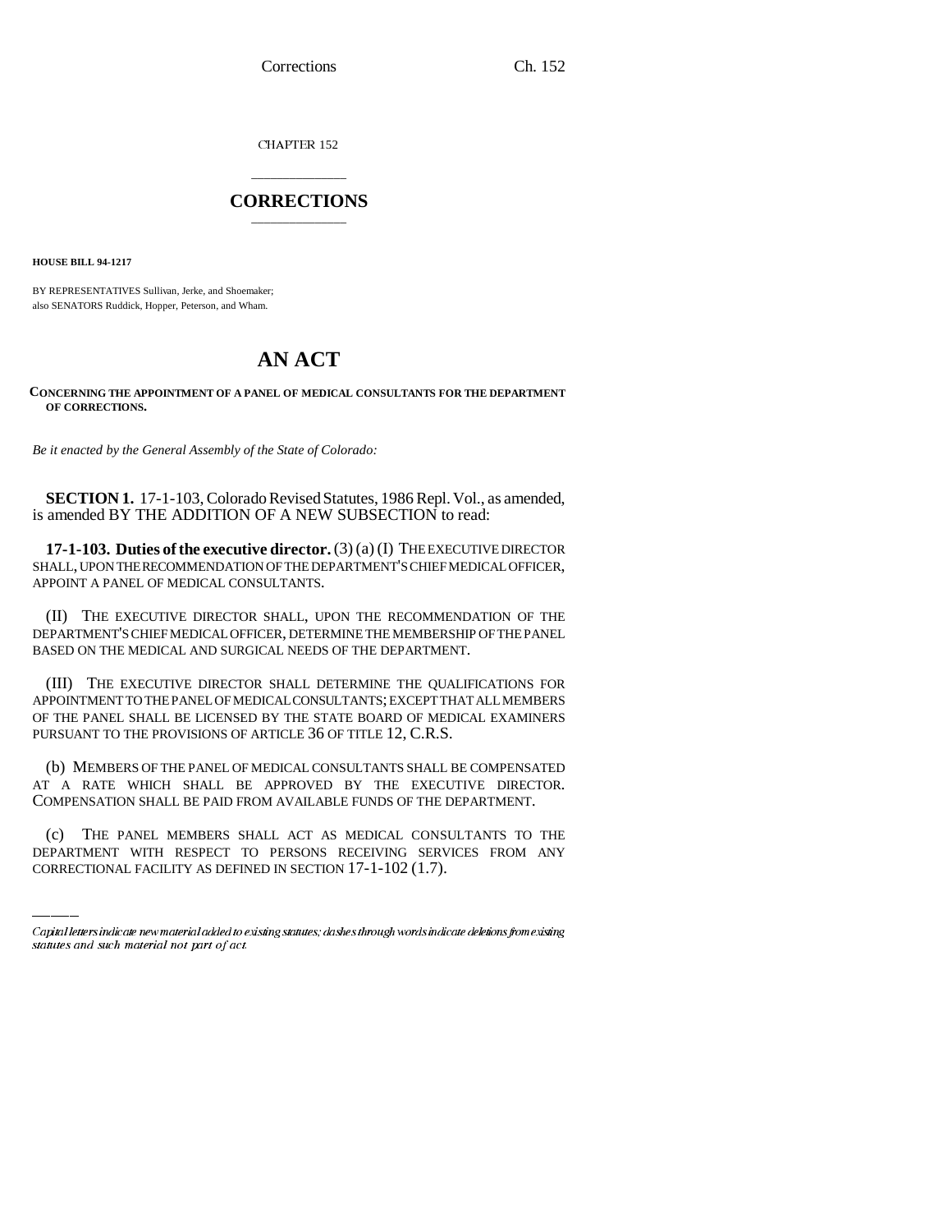CHAPTER 152

# CORRECTIONS

**HOUSE BILL 94-1217**

BY REPRESENTATIVES Sullivan, Jerke, and Shoemaker;
also SENATORS Ruddick, Hopper, Peterson, and Wham.

# AN ACT

**CONCERNING THE APPOINTMENT OF A PANEL OF MEDICAL CONSULTANTS FOR THE DEPARTMENT OF CORRECTIONS.**

*Be it enacted by the General Assembly of the State of Colorado:*

**SECTION 1.** 17-1-103, Colorado Revised Statutes, 1986 Repl. Vol., as amended, is amended BY THE ADDITION OF A NEW SUBSECTION to read:

**17-1-103. Duties of the executive director.** (3) (a) (I) THE EXECUTIVE DIRECTOR SHALL, UPON THE RECOMMENDATION OF THE DEPARTMENT'S CHIEF MEDICAL OFFICER, APPOINT A PANEL OF MEDICAL CONSULTANTS.

(II) THE EXECUTIVE DIRECTOR SHALL, UPON THE RECOMMENDATION OF THE DEPARTMENT'S CHIEF MEDICAL OFFICER, DETERMINE THE MEMBERSHIP OF THE PANEL BASED ON THE MEDICAL AND SURGICAL NEEDS OF THE DEPARTMENT.

(III) THE EXECUTIVE DIRECTOR SHALL DETERMINE THE QUALIFICATIONS FOR APPOINTMENT TO THE PANEL OF MEDICAL CONSULTANTS; EXCEPT THAT ALL MEMBERS OF THE PANEL SHALL BE LICENSED BY THE STATE BOARD OF MEDICAL EXAMINERS PURSUANT TO THE PROVISIONS OF ARTICLE 36 OF TITLE 12, C.R.S.

(b) MEMBERS OF THE PANEL OF MEDICAL CONSULTANTS SHALL BE COMPENSATED AT A RATE WHICH SHALL BE APPROVED BY THE EXECUTIVE DIRECTOR. COMPENSATION SHALL BE PAID FROM AVAILABLE FUNDS OF THE DEPARTMENT.

(c) THE PANEL MEMBERS SHALL ACT AS MEDICAL CONSULTANTS TO THE DEPARTMENT WITH RESPECT TO PERSONS RECEIVING SERVICES FROM ANY CORRECTIONAL FACILITY AS DEFINED IN SECTION 17-1-102 (1.7).

---

*Capital letters indicate new material added to existing statutes; dashes through words indicate deletions from existing statutes and such material not part of act.*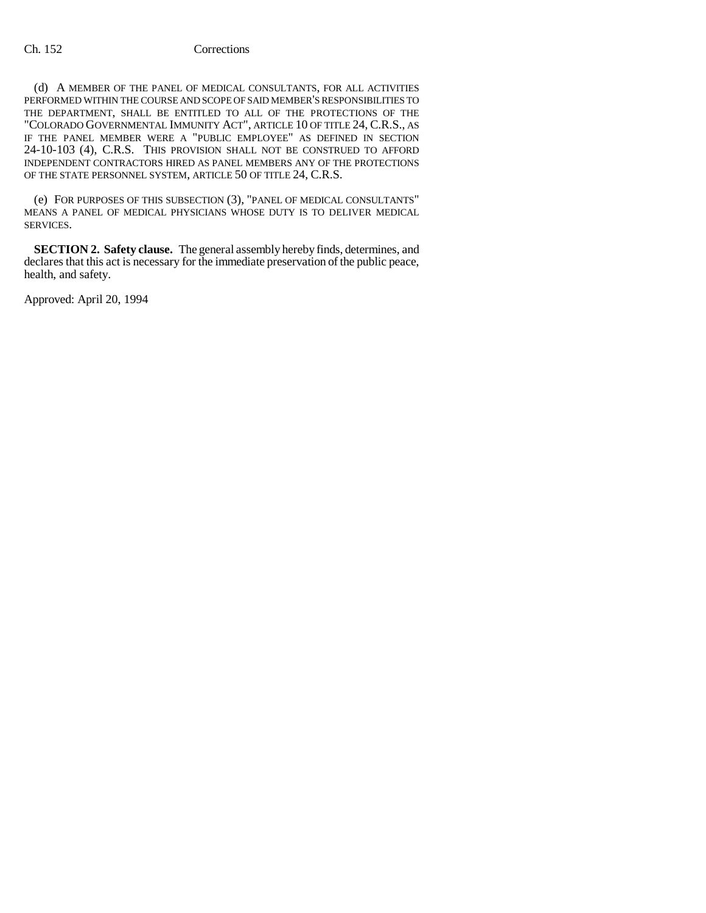(d) A MEMBER OF THE PANEL OF MEDICAL CONSULTANTS, FOR ALL ACTIVITIES PERFORMED WITHIN THE COURSE AND SCOPE OF SAID MEMBER'S RESPONSIBILITIES TO THE DEPARTMENT, SHALL BE ENTITLED TO ALL OF THE PROTECTIONS OF THE "COLORADO GOVERNMENTAL IMMUNITY ACT", ARTICLE 10 OF TITLE 24, C.R.S., AS IF THE PANEL MEMBER WERE A "PUBLIC EMPLOYEE" AS DEFINED IN SECTION 24-10-103 (4), C.R.S. THIS PROVISION SHALL NOT BE CONSTRUED TO AFFORD INDEPENDENT CONTRACTORS HIRED AS PANEL MEMBERS ANY OF THE PROTECTIONS OF THE STATE PERSONNEL SYSTEM, ARTICLE 50 OF TITLE 24, C.R.S.

(e) FOR PURPOSES OF THIS SUBSECTION (3), "PANEL OF MEDICAL CONSULTANTS" MEANS A PANEL OF MEDICAL PHYSICIANS WHOSE DUTY IS TO DELIVER MEDICAL SERVICES.

**SECTION 2. Safety clause.** The general assembly hereby finds, determines, and declares that this act is necessary for the immediate preservation of the public peace, health, and safety.

Approved: April 20, 1994